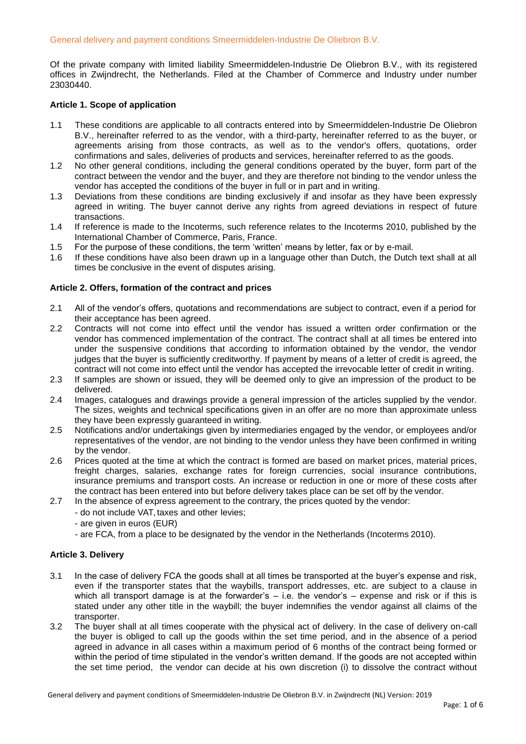# General delivery and payment conditions Smeermiddelen-Industrie De Oliebron B.V.

Of the private company with limited liability Smeermiddelen-Industrie De Oliebron B.V., with its registered offices in Zwijndrecht, the Netherlands. Filed at the Chamber of Commerce and Industry under number 23030440.

## Article 1. Scope of application

1.1 These conditions are applicable to all contracts entered into by Smeermiddelen-Industrie De Oliebron B.V., hereinafter referred to as the vendor, with a third-party, hereinafter referred to as the buyer, or agreements arising from those contracts, as well as to the vendor's offers, quotations, order confirmations and sales, deliveries of products and services, hereinafter referred to as the goods.

1.2 No other general conditions, including the general conditions operated by the buyer, form part of the contract between the vendor and the buyer, and they are therefore not binding to the vendor unless the vendor has accepted the conditions of the buyer in full or in part and in writing.

1.3 Deviations from these conditions are binding exclusively if and insofar as they have been expressly agreed in writing. The buyer cannot derive any rights from agreed deviations in respect of future transactions.

1.4 If reference is made to the Incoterms, such reference relates to the Incoterms 2010, published by the International Chamber of Commerce, Paris, France.

1.5 For the purpose of these conditions, the term 'written' means by letter, fax or by e-mail.

1.6 If these conditions have also been drawn up in a language other than Dutch, the Dutch text shall at all times be conclusive in the event of disputes arising.

## Article 2. Offers, formation of the contract and prices

2.1 All of the vendor's offers, quotations and recommendations are subject to contract, even if a period for their acceptance has been agreed.

2.2 Contracts will not come into effect until the vendor has issued a written order confirmation or the vendor has commenced implementation of the contract. The contract shall at all times be entered into under the suspensive conditions that according to information obtained by the vendor, the vendor judges that the buyer is sufficiently creditworthy. If payment by means of a letter of credit is agreed, the contract will not come into effect until the vendor has accepted the irrevocable letter of credit in writing.

2.3 If samples are shown or issued, they will be deemed only to give an impression of the product to be delivered.

2.4 Images, catalogues and drawings provide a general impression of the articles supplied by the vendor. The sizes, weights and technical specifications given in an offer are no more than approximate unless they have been expressly guaranteed in writing.

2.5 Notifications and/or undertakings given by intermediaries engaged by the vendor, or employees and/or representatives of the vendor, are not binding to the vendor unless they have been confirmed in writing by the vendor.

2.6 Prices quoted at the time at which the contract is formed are based on market prices, material prices, freight charges, salaries, exchange rates for foreign currencies, social insurance contributions, insurance premiums and transport costs. An increase or reduction in one or more of these costs after the contract has been entered into but before delivery takes place can be set off by the vendor.

2.7 In the absence of express agreement to the contrary, the prices quoted by the vendor:
- do not include VAT, taxes and other levies;
- are given in euros (EUR)
- are FCA, from a place to be designated by the vendor in the Netherlands (Incoterms 2010).

## Article 3. Delivery

3.1 In the case of delivery FCA the goods shall at all times be transported at the buyer's expense and risk, even if the transporter states that the waybills, transport addresses, etc. are subject to a clause in which all transport damage is at the forwarder's – i.e. the vendor's – expense and risk or if this is stated under any other title in the waybill; the buyer indemnifies the vendor against all claims of the transporter.

3.2 The buyer shall at all times cooperate with the physical act of delivery. In the case of delivery on-call the buyer is obliged to call up the goods within the set time period, and in the absence of a period agreed in advance in all cases within a maximum period of 6 months of the contract being formed or within the period of time stipulated in the vendor's written demand. If the goods are not accepted within the set time period, the vendor can decide at his own discretion (i) to dissolve the contract without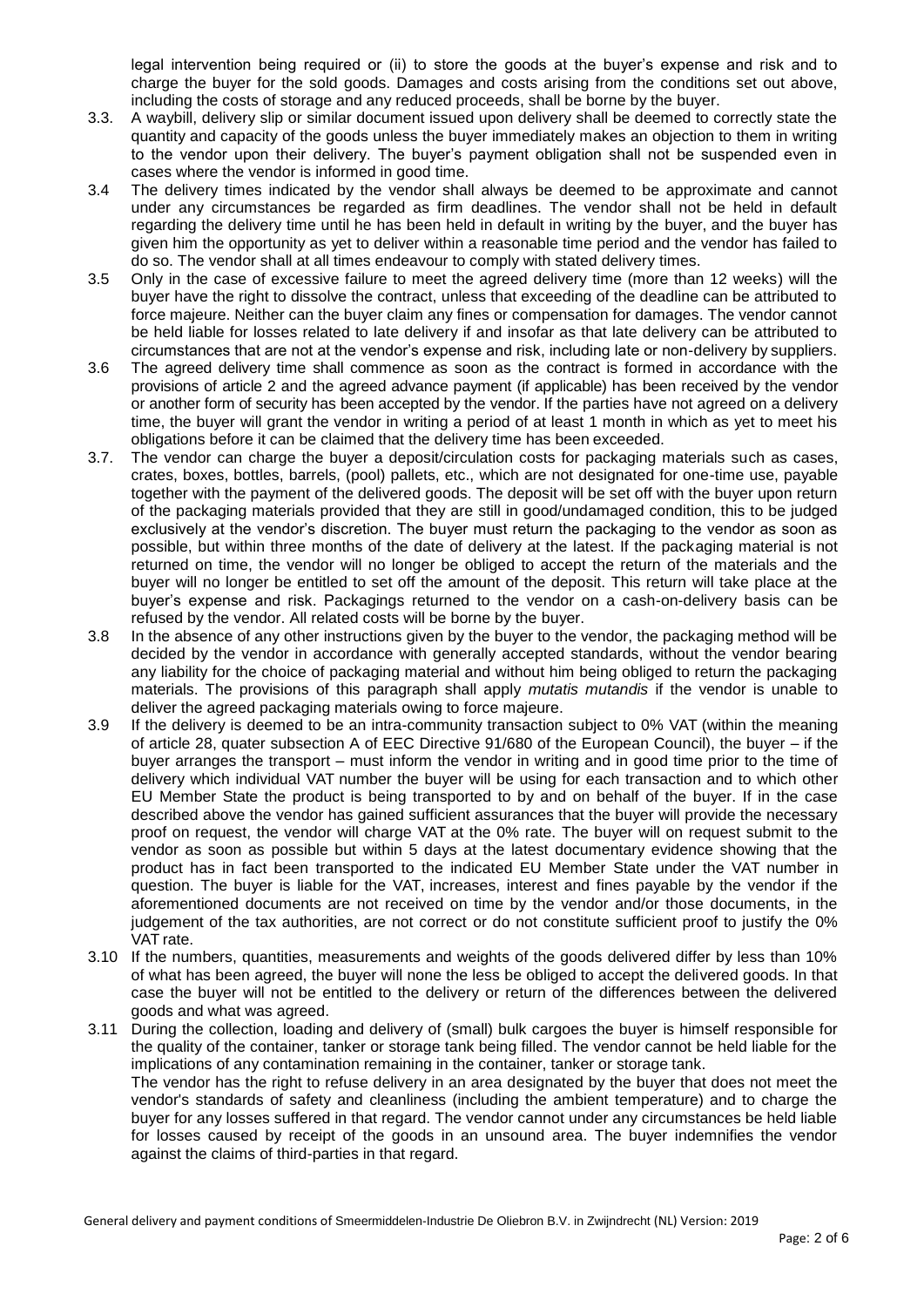legal intervention being required or (ii) to store the goods at the buyer's expense and risk and to charge the buyer for the sold goods. Damages and costs arising from the conditions set out above, including the costs of storage and any reduced proceeds, shall be borne by the buyer.

3.3. A waybill, delivery slip or similar document issued upon delivery shall be deemed to correctly state the quantity and capacity of the goods unless the buyer immediately makes an objection to them in writing to the vendor upon their delivery. The buyer's payment obligation shall not be suspended even in cases where the vendor is informed in good time.

3.4 The delivery times indicated by the vendor shall always be deemed to be approximate and cannot under any circumstances be regarded as firm deadlines. The vendor shall not be held in default regarding the delivery time until he has been held in default in writing by the buyer, and the buyer has given him the opportunity as yet to deliver within a reasonable time period and the vendor has failed to do so. The vendor shall at all times endeavour to comply with stated delivery times.

3.5 Only in the case of excessive failure to meet the agreed delivery time (more than 12 weeks) will the buyer have the right to dissolve the contract, unless that exceeding of the deadline can be attributed to force majeure. Neither can the buyer claim any fines or compensation for damages. The vendor cannot be held liable for losses related to late delivery if and insofar as that late delivery can be attributed to circumstances that are not at the vendor's expense and risk, including late or non-delivery by suppliers.

3.6 The agreed delivery time shall commence as soon as the contract is formed in accordance with the provisions of article 2 and the agreed advance payment (if applicable) has been received by the vendor or another form of security has been accepted by the vendor. If the parties have not agreed on a delivery time, the buyer will grant the vendor in writing a period of at least 1 month in which as yet to meet his obligations before it can be claimed that the delivery time has been exceeded.

3.7. The vendor can charge the buyer a deposit/circulation costs for packaging materials such as cases, crates, boxes, bottles, barrels, (pool) pallets, etc., which are not designated for one-time use, payable together with the payment of the delivered goods. The deposit will be set off with the buyer upon return of the packaging materials provided that they are still in good/undamaged condition, this to be judged exclusively at the vendor's discretion. The buyer must return the packaging to the vendor as soon as possible, but within three months of the date of delivery at the latest. If the packaging material is not returned on time, the vendor will no longer be obliged to accept the return of the materials and the buyer will no longer be entitled to set off the amount of the deposit. This return will take place at the buyer's expense and risk. Packagings returned to the vendor on a cash-on-delivery basis can be refused by the vendor. All related costs will be borne by the buyer.

3.8 In the absence of any other instructions given by the buyer to the vendor, the packaging method will be decided by the vendor in accordance with generally accepted standards, without the vendor bearing any liability for the choice of packaging material and without him being obliged to return the packaging materials. The provisions of this paragraph shall apply *mutatis mutandis* if the vendor is unable to deliver the agreed packaging materials owing to force majeure.

3.9 If the delivery is deemed to be an intra-community transaction subject to 0% VAT (within the meaning of article 28, quater subsection A of EEC Directive 91/680 of the European Council), the buyer – if the buyer arranges the transport – must inform the vendor in writing and in good time prior to the time of delivery which individual VAT number the buyer will be using for each transaction and to which other EU Member State the product is being transported to by and on behalf of the buyer. If in the case described above the vendor has gained sufficient assurances that the buyer will provide the necessary proof on request, the vendor will charge VAT at the 0% rate. The buyer will on request submit to the vendor as soon as possible but within 5 days at the latest documentary evidence showing that the product has in fact been transported to the indicated EU Member State under the VAT number in question. The buyer is liable for the VAT, increases, interest and fines payable by the vendor if the aforementioned documents are not received on time by the vendor and/or those documents, in the judgement of the tax authorities, are not correct or do not constitute sufficient proof to justify the 0% VAT rate.

3.10 If the numbers, quantities, measurements and weights of the goods delivered differ by less than 10% of what has been agreed, the buyer will none the less be obliged to accept the delivered goods. In that case the buyer will not be entitled to the delivery or return of the differences between the delivered goods and what was agreed.

3.11 During the collection, loading and delivery of (small) bulk cargoes the buyer is himself responsible for the quality of the container, tanker or storage tank being filled. The vendor cannot be held liable for the implications of any contamination remaining in the container, tanker or storage tank.
The vendor has the right to refuse delivery in an area designated by the buyer that does not meet the vendor's standards of safety and cleanliness (including the ambient temperature) and to charge the buyer for any losses suffered in that regard. The vendor cannot under any circumstances be held liable for losses caused by receipt of the goods in an unsound area. The buyer indemnifies the vendor against the claims of third-parties in that regard.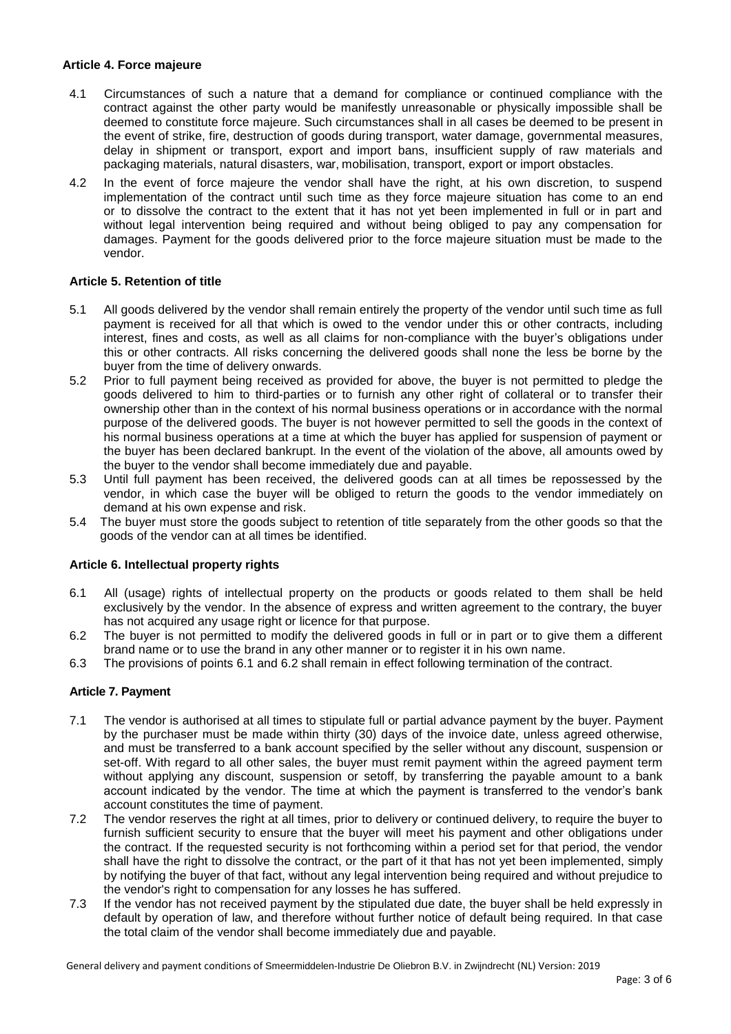## Article 4. Force majeure

4.1 Circumstances of such a nature that a demand for compliance or continued compliance with the contract against the other party would be manifestly unreasonable or physically impossible shall be deemed to constitute force majeure. Such circumstances shall in all cases be deemed to be present in the event of strike, fire, destruction of goods during transport, water damage, governmental measures, delay in shipment or transport, export and import bans, insufficient supply of raw materials and packaging materials, natural disasters, war, mobilisation, transport, export or import obstacles.

4.2 In the event of force majeure the vendor shall have the right, at his own discretion, to suspend implementation of the contract until such time as they force majeure situation has come to an end or to dissolve the contract to the extent that it has not yet been implemented in full or in part and without legal intervention being required and without being obliged to pay any compensation for damages. Payment for the goods delivered prior to the force majeure situation must be made to the vendor.

## Article 5. Retention of title

5.1 All goods delivered by the vendor shall remain entirely the property of the vendor until such time as full payment is received for all that which is owed to the vendor under this or other contracts, including interest, fines and costs, as well as all claims for non-compliance with the buyer's obligations under this or other contracts. All risks concerning the delivered goods shall none the less be borne by the buyer from the time of delivery onwards.

5.2 Prior to full payment being received as provided for above, the buyer is not permitted to pledge the goods delivered to him to third-parties or to furnish any other right of collateral or to transfer their ownership other than in the context of his normal business operations or in accordance with the normal purpose of the delivered goods. The buyer is not however permitted to sell the goods in the context of his normal business operations at a time at which the buyer has applied for suspension of payment or the buyer has been declared bankrupt. In the event of the violation of the above, all amounts owed by the buyer to the vendor shall become immediately due and payable.

5.3 Until full payment has been received, the delivered goods can at all times be repossessed by the vendor, in which case the buyer will be obliged to return the goods to the vendor immediately on demand at his own expense and risk.

5.4 The buyer must store the goods subject to retention of title separately from the other goods so that the goods of the vendor can at all times be identified.

## Article 6. Intellectual property rights

6.1 All (usage) rights of intellectual property on the products or goods related to them shall be held exclusively by the vendor. In the absence of express and written agreement to the contrary, the buyer has not acquired any usage right or licence for that purpose.

6.2 The buyer is not permitted to modify the delivered goods in full or in part or to give them a different brand name or to use the brand in any other manner or to register it in his own name.

6.3 The provisions of points 6.1 and 6.2 shall remain in effect following termination of the contract.

## Article 7. Payment

7.1 The vendor is authorised at all times to stipulate full or partial advance payment by the buyer. Payment by the purchaser must be made within thirty (30) days of the invoice date, unless agreed otherwise, and must be transferred to a bank account specified by the seller without any discount, suspension or set-off. With regard to all other sales, the buyer must remit payment within the agreed payment term without applying any discount, suspension or setoff, by transferring the payable amount to a bank account indicated by the vendor. The time at which the payment is transferred to the vendor's bank account constitutes the time of payment.

7.2 The vendor reserves the right at all times, prior to delivery or continued delivery, to require the buyer to furnish sufficient security to ensure that the buyer will meet his payment and other obligations under the contract. If the requested security is not forthcoming within a period set for that period, the vendor shall have the right to dissolve the contract, or the part of it that has not yet been implemented, simply by notifying the buyer of that fact, without any legal intervention being required and without prejudice to the vendor's right to compensation for any losses he has suffered.

7.3 If the vendor has not received payment by the stipulated due date, the buyer shall be held expressly in default by operation of law, and therefore without further notice of default being required. In that case the total claim of the vendor shall become immediately due and payable.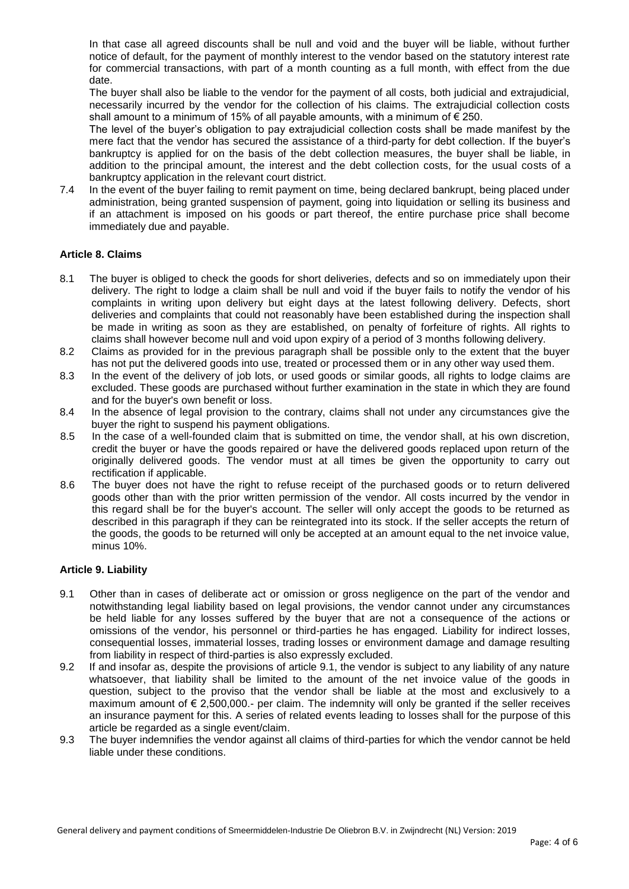In that case all agreed discounts shall be null and void and the buyer will be liable, without further notice of default, for the payment of monthly interest to the vendor based on the statutory interest rate for commercial transactions, with part of a month counting as a full month, with effect from the due date.

The buyer shall also be liable to the vendor for the payment of all costs, both judicial and extrajudicial, necessarily incurred by the vendor for the collection of his claims. The extrajudicial collection costs shall amount to a minimum of 15% of all payable amounts, with a minimum of € 250.

The level of the buyer's obligation to pay extrajudicial collection costs shall be made manifest by the mere fact that the vendor has secured the assistance of a third-party for debt collection. If the buyer's bankruptcy is applied for on the basis of the debt collection measures, the buyer shall be liable, in addition to the principal amount, the interest and the debt collection costs, for the usual costs of a bankruptcy application in the relevant court district.

7.4 In the event of the buyer failing to remit payment on time, being declared bankrupt, being placed under administration, being granted suspension of payment, going into liquidation or selling its business and if an attachment is imposed on his goods or part thereof, the entire purchase price shall become immediately due and payable.

### Article 8. Claims

8.1 The buyer is obliged to check the goods for short deliveries, defects and so on immediately upon their delivery. The right to lodge a claim shall be null and void if the buyer fails to notify the vendor of his complaints in writing upon delivery but eight days at the latest following delivery. Defects, short deliveries and complaints that could not reasonably have been established during the inspection shall be made in writing as soon as they are established, on penalty of forfeiture of rights. All rights to claims shall however become null and void upon expiry of a period of 3 months following delivery.

8.2 Claims as provided for in the previous paragraph shall be possible only to the extent that the buyer has not put the delivered goods into use, treated or processed them or in any other way used them.

8.3 In the event of the delivery of job lots, or used goods or similar goods, all rights to lodge claims are excluded. These goods are purchased without further examination in the state in which they are found and for the buyer's own benefit or loss.

8.4 In the absence of legal provision to the contrary, claims shall not under any circumstances give the buyer the right to suspend his payment obligations.

8.5 In the case of a well-founded claim that is submitted on time, the vendor shall, at his own discretion, credit the buyer or have the goods repaired or have the delivered goods replaced upon return of the originally delivered goods. The vendor must at all times be given the opportunity to carry out rectification if applicable.

8.6 The buyer does not have the right to refuse receipt of the purchased goods or to return delivered goods other than with the prior written permission of the vendor. All costs incurred by the vendor in this regard shall be for the buyer's account. The seller will only accept the goods to be returned as described in this paragraph if they can be reintegrated into its stock. If the seller accepts the return of the goods, the goods to be returned will only be accepted at an amount equal to the net invoice value, minus 10%.

### Article 9. Liability

9.1 Other than in cases of deliberate act or omission or gross negligence on the part of the vendor and notwithstanding legal liability based on legal provisions, the vendor cannot under any circumstances be held liable for any losses suffered by the buyer that are not a consequence of the actions or omissions of the vendor, his personnel or third-parties he has engaged. Liability for indirect losses, consequential losses, immaterial losses, trading losses or environment damage and damage resulting from liability in respect of third-parties is also expressly excluded.

9.2 If and insofar as, despite the provisions of article 9.1, the vendor is subject to any liability of any nature whatsoever, that liability shall be limited to the amount of the net invoice value of the goods in question, subject to the proviso that the vendor shall be liable at the most and exclusively to a maximum amount of € 2,500,000.- per claim. The indemnity will only be granted if the seller receives an insurance payment for this. A series of related events leading to losses shall for the purpose of this article be regarded as a single event/claim.

9.3 The buyer indemnifies the vendor against all claims of third-parties for which the vendor cannot be held liable under these conditions.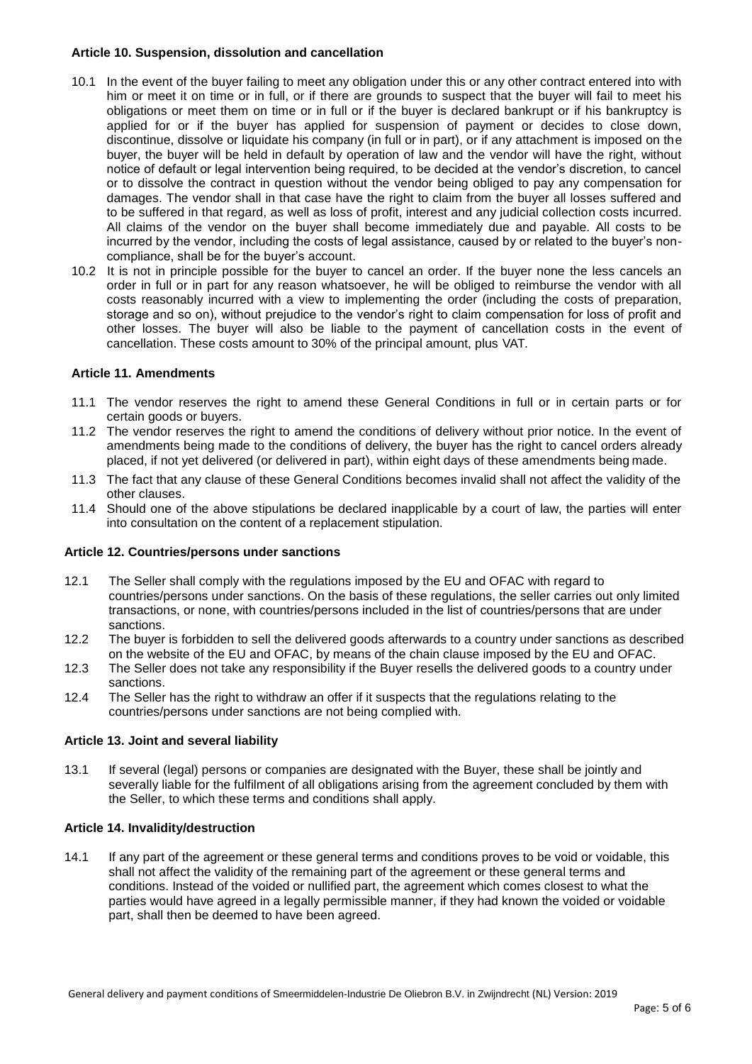### Article 10. Suspension, dissolution and cancellation

10.1 In the event of the buyer failing to meet any obligation under this or any other contract entered into with him or meet it on time or in full, or if there are grounds to suspect that the buyer will fail to meet his obligations or meet them on time or in full or if the buyer is declared bankrupt or if his bankruptcy is applied for or if the buyer has applied for suspension of payment or decides to close down, discontinue, dissolve or liquidate his company (in full or in part), or if any attachment is imposed on the buyer, the buyer will be held in default by operation of law and the vendor will have the right, without notice of default or legal intervention being required, to be decided at the vendor's discretion, to cancel or to dissolve the contract in question without the vendor being obliged to pay any compensation for damages. The vendor shall in that case have the right to claim from the buyer all losses suffered and to be suffered in that regard, as well as loss of profit, interest and any judicial collection costs incurred. All claims of the vendor on the buyer shall become immediately due and payable. All costs to be incurred by the vendor, including the costs of legal assistance, caused by or related to the buyer's non-compliance, shall be for the buyer's account.

10.2 It is not in principle possible for the buyer to cancel an order. If the buyer none the less cancels an order in full or in part for any reason whatsoever, he will be obliged to reimburse the vendor with all costs reasonably incurred with a view to implementing the order (including the costs of preparation, storage and so on), without prejudice to the vendor's right to claim compensation for loss of profit and other losses. The buyer will also be liable to the payment of cancellation costs in the event of cancellation. These costs amount to 30% of the principal amount, plus VAT.

### Article 11. Amendments

11.1 The vendor reserves the right to amend these General Conditions in full or in certain parts or for certain goods or buyers.

11.2 The vendor reserves the right to amend the conditions of delivery without prior notice. In the event of amendments being made to the conditions of delivery, the buyer has the right to cancel orders already placed, if not yet delivered (or delivered in part), within eight days of these amendments being made.

11.3 The fact that any clause of these General Conditions becomes invalid shall not affect the validity of the other clauses.

11.4 Should one of the above stipulations be declared inapplicable by a court of law, the parties will enter into consultation on the content of a replacement stipulation.

### Article 12. Countries/persons under sanctions

12.1 The Seller shall comply with the regulations imposed by the EU and OFAC with regard to countries/persons under sanctions. On the basis of these regulations, the seller carries out only limited transactions, or none, with countries/persons included in the list of countries/persons that are under sanctions.

12.2 The buyer is forbidden to sell the delivered goods afterwards to a country under sanctions as described on the website of the EU and OFAC, by means of the chain clause imposed by the EU and OFAC.

12.3 The Seller does not take any responsibility if the Buyer resells the delivered goods to a country under sanctions.

12.4 The Seller has the right to withdraw an offer if it suspects that the regulations relating to the countries/persons under sanctions are not being complied with.

### Article 13. Joint and several liability

13.1 If several (legal) persons or companies are designated with the Buyer, these shall be jointly and severally liable for the fulfilment of all obligations arising from the agreement concluded by them with the Seller, to which these terms and conditions shall apply.

### Article 14. Invalidity/destruction

14.1 If any part of the agreement or these general terms and conditions proves to be void or voidable, this shall not affect the validity of the remaining part of the agreement or these general terms and conditions. Instead of the voided or nullified part, the agreement which comes closest to what the parties would have agreed in a legally permissible manner, if they had known the voided or voidable part, shall then be deemed to have been agreed.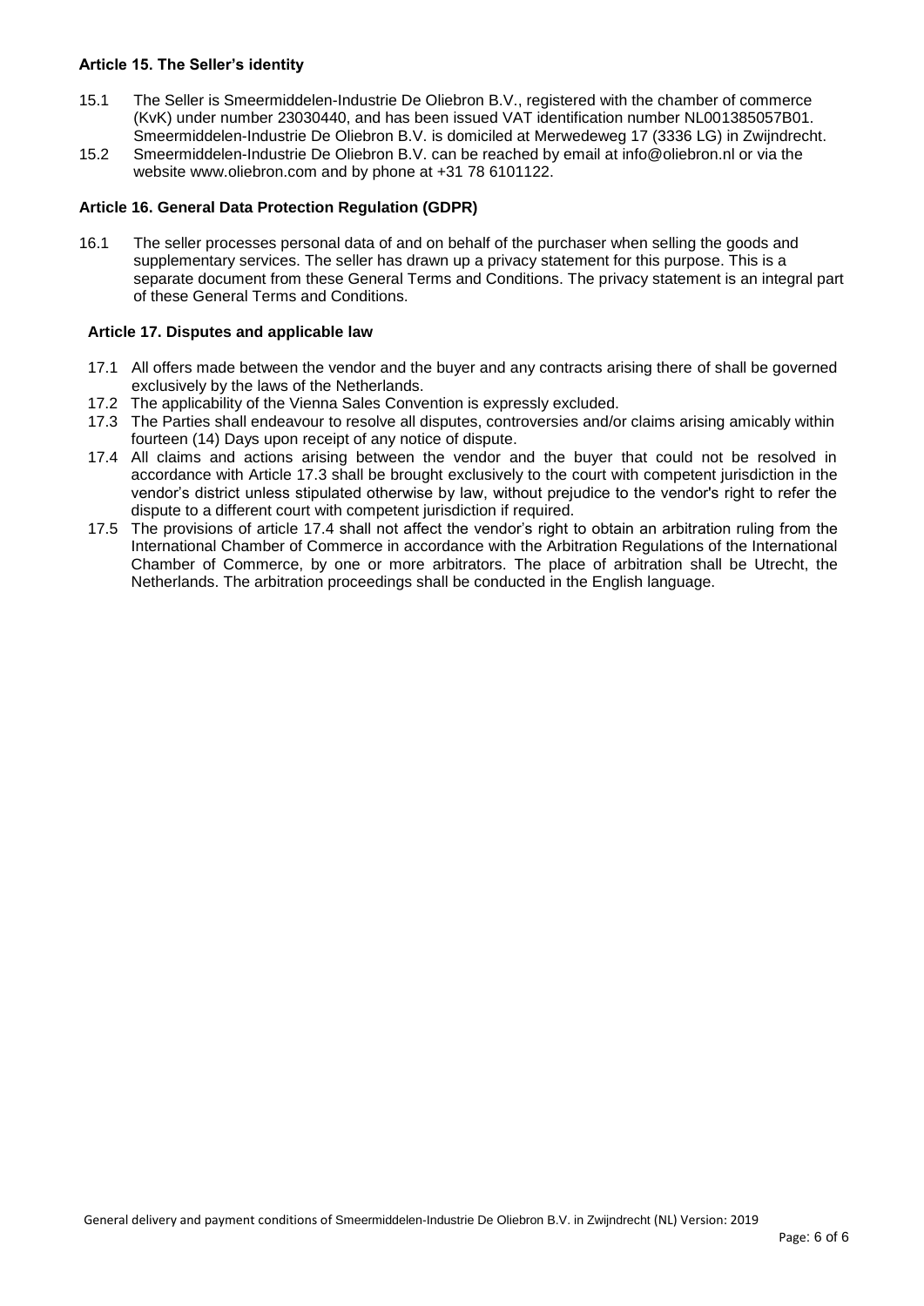### Article 15. The Seller's identity

15.1 The Seller is Smeermiddelen-Industrie De Oliebron B.V., registered with the chamber of commerce (KvK) under number 23030440, and has been issued VAT identification number NL001385057B01. Smeermiddelen-Industrie De Oliebron B.V. is domiciled at Merwedeweg 17 (3336 LG) in Zwijndrecht.

15.2 Smeermiddelen-Industrie De Oliebron B.V. can be reached by email at info@oliebron.nl or via the website www.oliebron.com and by phone at +31 78 6101122.

### Article 16. General Data Protection Regulation (GDPR)

16.1 The seller processes personal data of and on behalf of the purchaser when selling the goods and supplementary services. The seller has drawn up a privacy statement for this purpose. This is a separate document from these General Terms and Conditions. The privacy statement is an integral part of these General Terms and Conditions.

### Article 17. Disputes and applicable law

17.1 All offers made between the vendor and the buyer and any contracts arising there of shall be governed exclusively by the laws of the Netherlands.

17.2 The applicability of the Vienna Sales Convention is expressly excluded.

17.3 The Parties shall endeavour to resolve all disputes, controversies and/or claims arising amicably within fourteen (14) Days upon receipt of any notice of dispute.

17.4 All claims and actions arising between the vendor and the buyer that could not be resolved in accordance with Article 17.3 shall be brought exclusively to the court with competent jurisdiction in the vendor's district unless stipulated otherwise by law, without prejudice to the vendor's right to refer the dispute to a different court with competent jurisdiction if required.

17.5 The provisions of article 17.4 shall not affect the vendor's right to obtain an arbitration ruling from the International Chamber of Commerce in accordance with the Arbitration Regulations of the International Chamber of Commerce, by one or more arbitrators. The place of arbitration shall be Utrecht, the Netherlands. The arbitration proceedings shall be conducted in the English language.